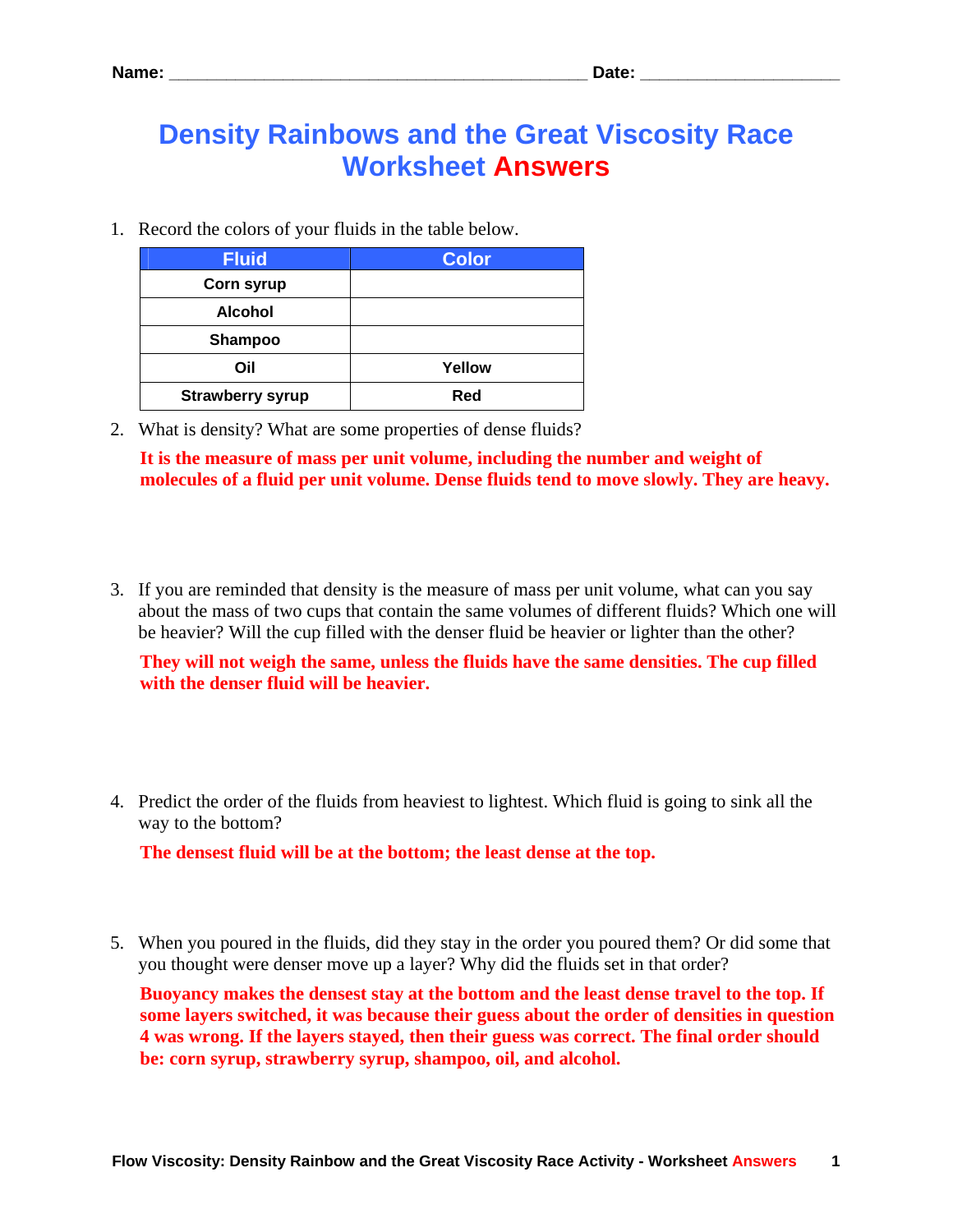Name: _____________________________________________ Date: _____________________

# Density Rainbows and the Great Viscosity Race Worksheet Answers

1. Record the colors of your fluids in the table below.

| Fluid | Color |
|---|---|
| Corn syrup | |
| Alcohol | |
| Shampoo | |
| Oil | Yellow |
| Strawberry syrup | Red |

2. What is density? What are some properties of dense fluids?

   **It is the measure of mass per unit volume, including the number and weight of molecules of a fluid per unit volume. Dense fluids tend to move slowly. They are heavy.**

3. If you are reminded that density is the measure of mass per unit volume, what can you say about the mass of two cups that contain the same volumes of different fluids? Which one will be heavier? Will the cup filled with the denser fluid be heavier or lighter than the other?

   **They will not weigh the same, unless the fluids have the same densities. The cup filled with the denser fluid will be heavier.**

4. Predict the order of the fluids from heaviest to lightest. Which fluid is going to sink all the way to the bottom?

   **The densest fluid will be at the bottom; the least dense at the top.**

5. When you poured in the fluids, did they stay in the order you poured them? Or did some that you thought were denser move up a layer? Why did the fluids set in that order?

   **Buoyancy makes the densest stay at the bottom and the least dense travel to the top. If some layers switched, it was because their guess about the order of densities in question 4 was wrong. If the layers stayed, then their guess was correct. The final order should be: corn syrup, strawberry syrup, shampoo, oil, and alcohol.**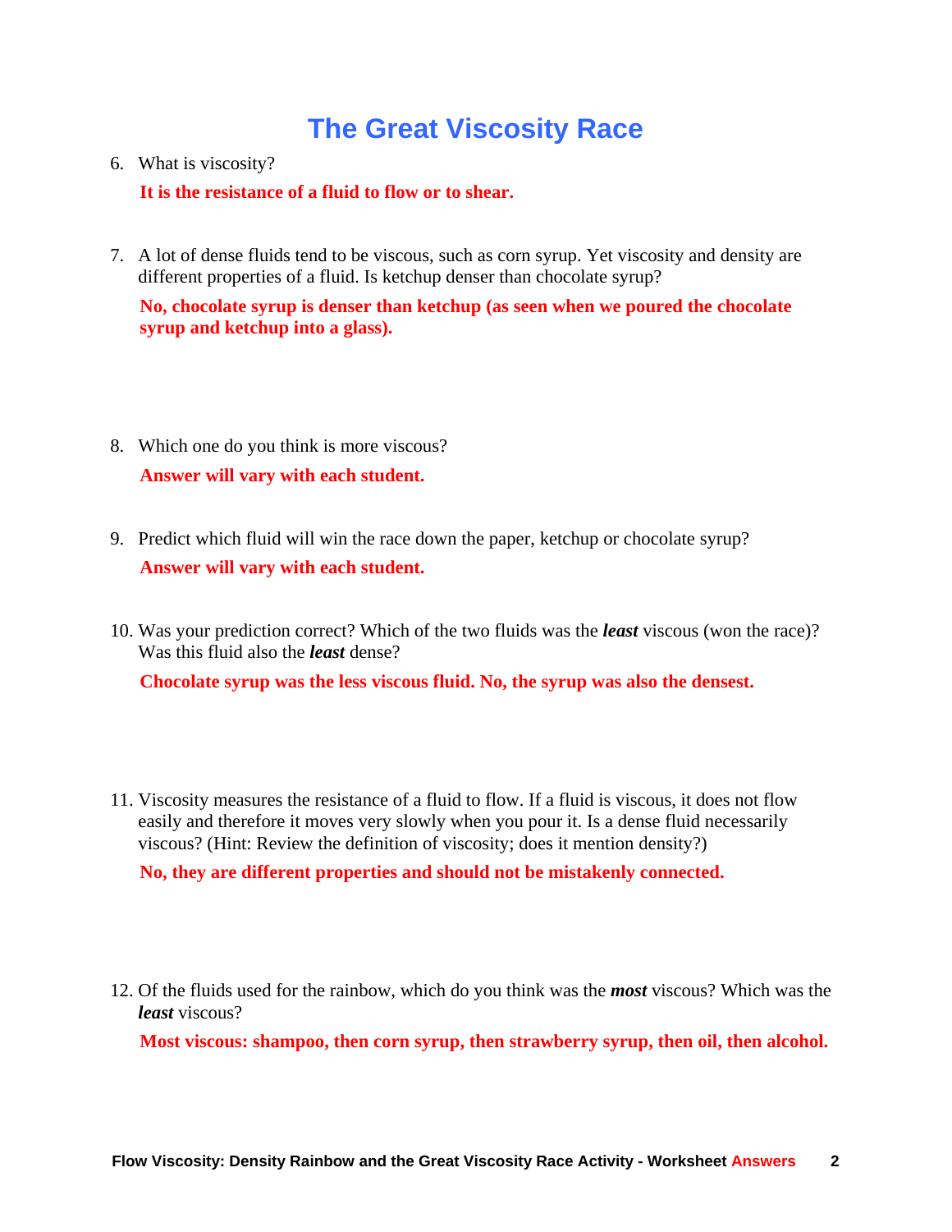# The Great Viscosity Race

6. What is viscosity?

   **It is the resistance of a fluid to flow or to shear.**

7. A lot of dense fluids tend to be viscous, such as corn syrup. Yet viscosity and density are different properties of a fluid. Is ketchup denser than chocolate syrup?

   **No, chocolate syrup is denser than ketchup (as seen when we poured the chocolate syrup and ketchup into a glass).**

8. Which one do you think is more viscous?

   **Answer will vary with each student.**

9. Predict which fluid will win the race down the paper, ketchup or chocolate syrup?

   **Answer will vary with each student.**

10. Was your prediction correct? Which of the two fluids was the ***least*** viscous (won the race)? Was this fluid also the ***least*** dense?

    **Chocolate syrup was the less viscous fluid. No, the syrup was also the densest.**

11. Viscosity measures the resistance of a fluid to flow. If a fluid is viscous, it does not flow easily and therefore it moves very slowly when you pour it. Is a dense fluid necessarily viscous? (Hint: Review the definition of viscosity; does it mention density?)

    **No, they are different properties and should not be mistakenly connected.**

12. Of the fluids used for the rainbow, which do you think was the ***most*** viscous? Which was the ***least*** viscous?

    **Most viscous: shampoo, then corn syrup, then strawberry syrup, then oil, then alcohol.**